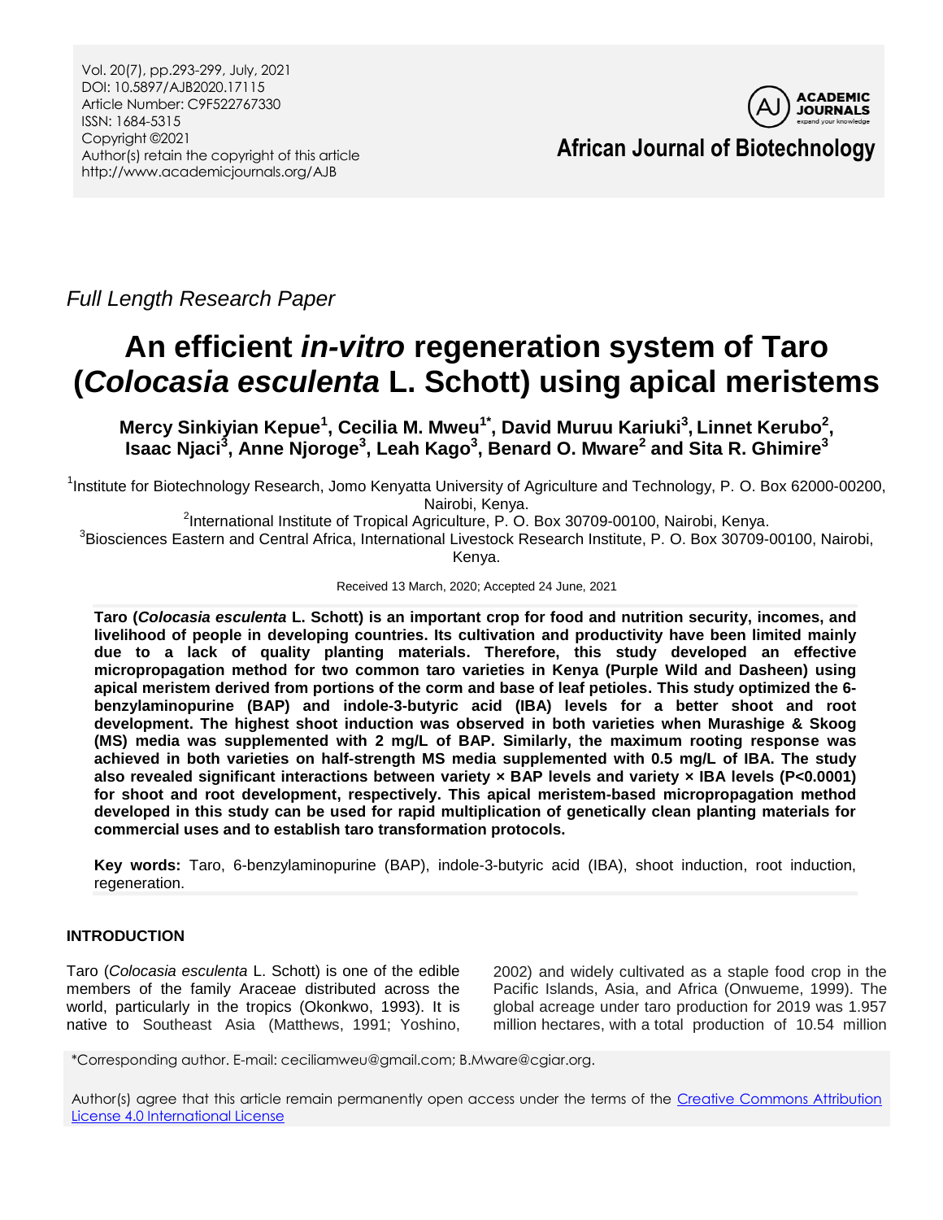Full Length Research Paper

# An efficient *in-vitro* regeneration system of Taro (*Colocasia esculenta* L. Schott) using apical meristems

**Mercy Sinkiyian Kepue[1], Cecilia M. Mweu[1*], David Muruu Kariuki[3], Linnet Kerubo[2], Isaac Njaci[3], Anne Njoroge[3], Leah Kago[3], Benard O. Mware[2] and Sita R. Ghimire[3]**

[1]Institute for Biotechnology Research, Jomo Kenyatta University of Agriculture and Technology, P. O. Box 62000-00200, Nairobi, Kenya.

[2]International Institute of Tropical Agriculture, P. O. Box 30709-00100, Nairobi, Kenya.

[3]Biosciences Eastern and Central Africa, International Livestock Research Institute, P. O. Box 30709-00100, Nairobi, Kenya.

Received 13 March, 2020; Accepted 24 June, 2021

**Taro (*Colocasia esculenta* L. Schott) is an important crop for food and nutrition security, incomes, and livelihood of people in developing countries. Its cultivation and productivity have been limited mainly due to a lack of quality planting materials. Therefore, this study developed an effective micropropagation method for two common taro varieties in Kenya (Purple Wild and Dasheen) using apical meristem derived from portions of the corm and base of leaf petioles. This study optimized the 6-benzylaminopurine (BAP) and indole-3-butyric acid (IBA) levels for a better shoot and root development. The highest shoot induction was observed in both varieties when Murashige & Skoog (MS) media was supplemented with 2 mg/L of BAP. Similarly, the maximum rooting response was achieved in both varieties on half-strength MS media supplemented with 0.5 mg/L of IBA. The study also revealed significant interactions between variety × BAP levels and variety × IBA levels ($P<0.0001$) for shoot and root development, respectively. This apical meristem-based micropropagation method developed in this study can be used for rapid multiplication of genetically clean planting materials for commercial uses and to establish taro transformation protocols.**

**Key words:** Taro, 6-benzylaminopurine (BAP), indole-3-butyric acid (IBA), shoot induction, root induction, regeneration.

## INTRODUCTION

Taro (*Colocasia esculenta* L. Schott) is one of the edible members of the family Araceae distributed across the world, particularly in the tropics (Okonkwo, 1993). It is native to Southeast Asia (Matthews, 1991; Yoshino, 2002) and widely cultivated as a staple food crop in the Pacific Islands, Asia, and Africa (Onwueme, 1999). The global acreage under taro production for 2019 was 1.957 million hectares, with a total production of 10.54 million

*Corresponding author. E-mail: ceciliamweu@gmail.com; B.Mware@cgiar.org.

Author(s) agree that this article remain permanently open access under the terms of the Creative Commons Attribution License 4.0 International License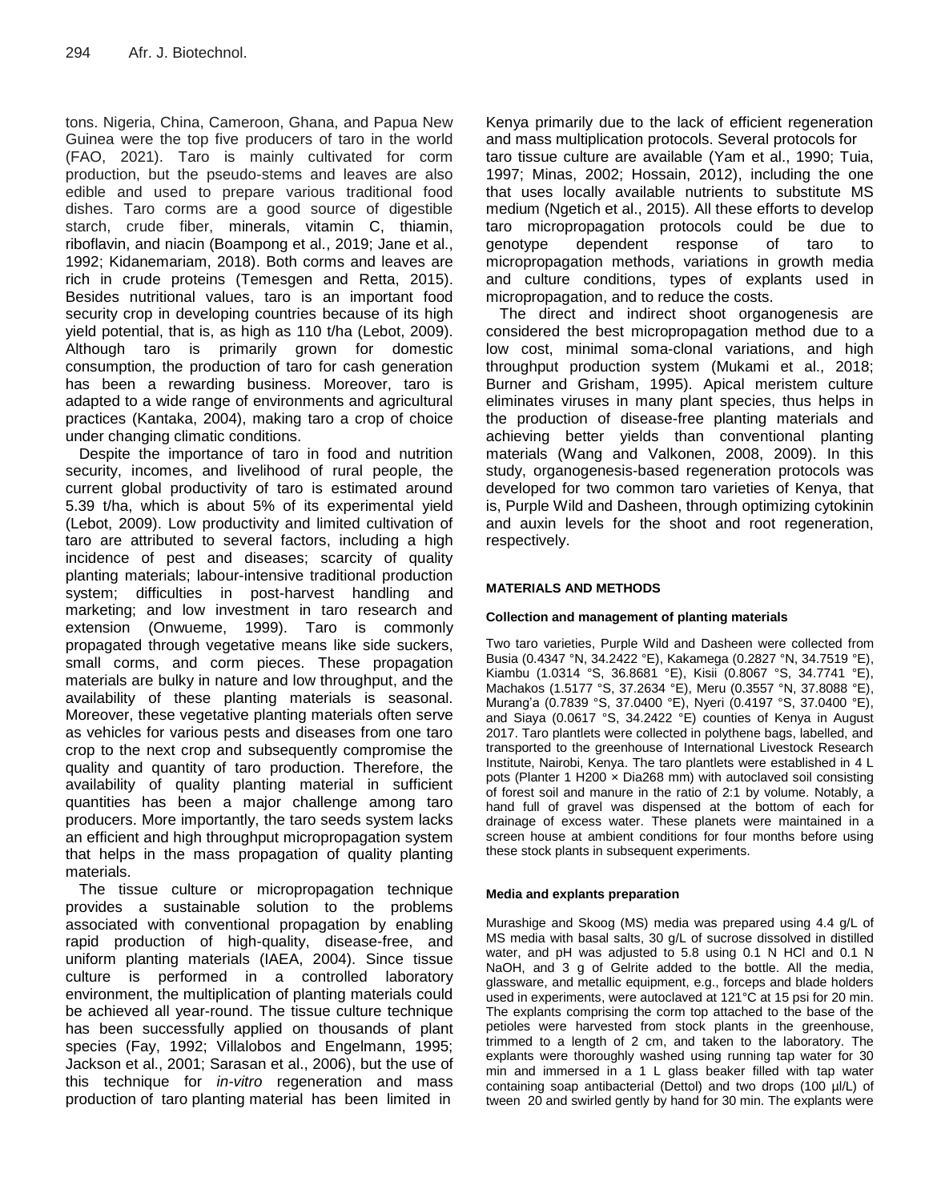tons. Nigeria, China, Cameroon, Ghana, and Papua New Guinea were the top five producers of taro in the world (FAO, 2021). Taro is mainly cultivated for corm production, but the pseudo-stems and leaves are also edible and used to prepare various traditional food dishes. Taro corms are a good source of digestible starch, crude fiber, minerals, vitamin C, thiamin, riboflavin, and niacin (Boampong et al., 2019; Jane et al., 1992; Kidanemariam, 2018). Both corms and leaves are rich in crude proteins (Temesgen and Retta, 2015). Besides nutritional values, taro is an important food security crop in developing countries because of its high yield potential, that is, as high as 110 t/ha (Lebot, 2009). Although taro is primarily grown for domestic consumption, the production of taro for cash generation has been a rewarding business. Moreover, taro is adapted to a wide range of environments and agricultural practices (Kantaka, 2004), making taro a crop of choice under changing climatic conditions.

Despite the importance of taro in food and nutrition security, incomes, and livelihood of rural people, the current global productivity of taro is estimated around 5.39 t/ha, which is about 5% of its experimental yield (Lebot, 2009). Low productivity and limited cultivation of taro are attributed to several factors, including a high incidence of pest and diseases; scarcity of quality planting materials; labour-intensive traditional production system; difficulties in post-harvest handling and marketing; and low investment in taro research and extension (Onwueme, 1999). Taro is commonly propagated through vegetative means like side suckers, small corms, and corm pieces. These propagation materials are bulky in nature and low throughput, and the availability of these planting materials is seasonal. Moreover, these vegetative planting materials often serve as vehicles for various pests and diseases from one taro crop to the next crop and subsequently compromise the quality and quantity of taro production. Therefore, the availability of quality planting material in sufficient quantities has been a major challenge among taro producers. More importantly, the taro seeds system lacks an efficient and high throughput micropropagation system that helps in the mass propagation of quality planting materials.

The tissue culture or micropropagation technique provides a sustainable solution to the problems associated with conventional propagation by enabling rapid production of high-quality, disease-free, and uniform planting materials (IAEA, 2004). Since tissue culture is performed in a controlled laboratory environment, the multiplication of planting materials could be achieved all year-round. The tissue culture technique has been successfully applied on thousands of plant species (Fay, 1992; Villalobos and Engelmann, 1995; Jackson et al., 2001; Sarasan et al., 2006), but the use of this technique for *in-vitro* regeneration and mass production of taro planting material has been limited in Kenya primarily due to the lack of efficient regeneration and mass multiplication protocols. Several protocols for taro tissue culture are available (Yam et al., 1990; Tuia, 1997; Minas, 2002; Hossain, 2012), including the one that uses locally available nutrients to substitute MS medium (Ngetich et al., 2015). All these efforts to develop taro micropropagation protocols could be due to genotype dependent response of taro to micropropagation methods, variations in growth media and culture conditions, types of explants used in micropropagation, and to reduce the costs.

The direct and indirect shoot organogenesis are considered the best micropropagation method due to a low cost, minimal soma-clonal variations, and high throughput production system (Mukami et al., 2018; Burner and Grisham, 1995). Apical meristem culture eliminates viruses in many plant species, thus helps in the production of disease-free planting materials and achieving better yields than conventional planting materials (Wang and Valkonen, 2008, 2009). In this study, organogenesis-based regeneration protocols was developed for two common taro varieties of Kenya, that is, Purple Wild and Dasheen, through optimizing cytokinin and auxin levels for the shoot and root regeneration, respectively.

## MATERIALS AND METHODS

### Collection and management of planting materials

Two taro varieties, Purple Wild and Dasheen were collected from Busia (0.4347 °N, 34.2422 °E), Kakamega (0.2827 °N, 34.7519 °E), Kiambu (1.0314 °S, 36.8681 °E), Kisii (0.8067 °S, 34.7741 °E), Machakos (1.5177 °S, 37.2634 °E), Meru (0.3557 °N, 37.8088 °E), Murang'a (0.7839 °S, 37.0400 °E), Nyeri (0.4197 °S, 37.0400 °E), and Siaya (0.0617 °S, 34.2422 °E) counties of Kenya in August 2017. Taro plantlets were collected in polythene bags, labelled, and transported to the greenhouse of International Livestock Research Institute, Nairobi, Kenya. The taro plantlets were established in 4 L pots (Planter 1 H200 × Dia268 mm) with autoclaved soil consisting of forest soil and manure in the ratio of 2:1 by volume. Notably, a hand full of gravel was dispensed at the bottom of each for drainage of excess water. These planets were maintained in a screen house at ambient conditions for four months before using these stock plants in subsequent experiments.

### Media and explants preparation

Murashige and Skoog (MS) media was prepared using 4.4 g/L of MS media with basal salts, 30 g/L of sucrose dissolved in distilled water, and pH was adjusted to 5.8 using 0.1 N HCl and 0.1 N NaOH, and 3 g of Gelrite added to the bottle. All the media, glassware, and metallic equipment, e.g., forceps and blade holders used in experiments, were autoclaved at 121°C at 15 psi for 20 min. The explants comprising the corm top attached to the base of the petioles were harvested from stock plants in the greenhouse, trimmed to a length of 2 cm, and taken to the laboratory. The explants were thoroughly washed using running tap water for 30 min and immersed in a 1 L glass beaker filled with tap water containing soap antibacterial (Dettol) and two drops (100 µl/L) of tween 20 and swirled gently by hand for 30 min. The explants were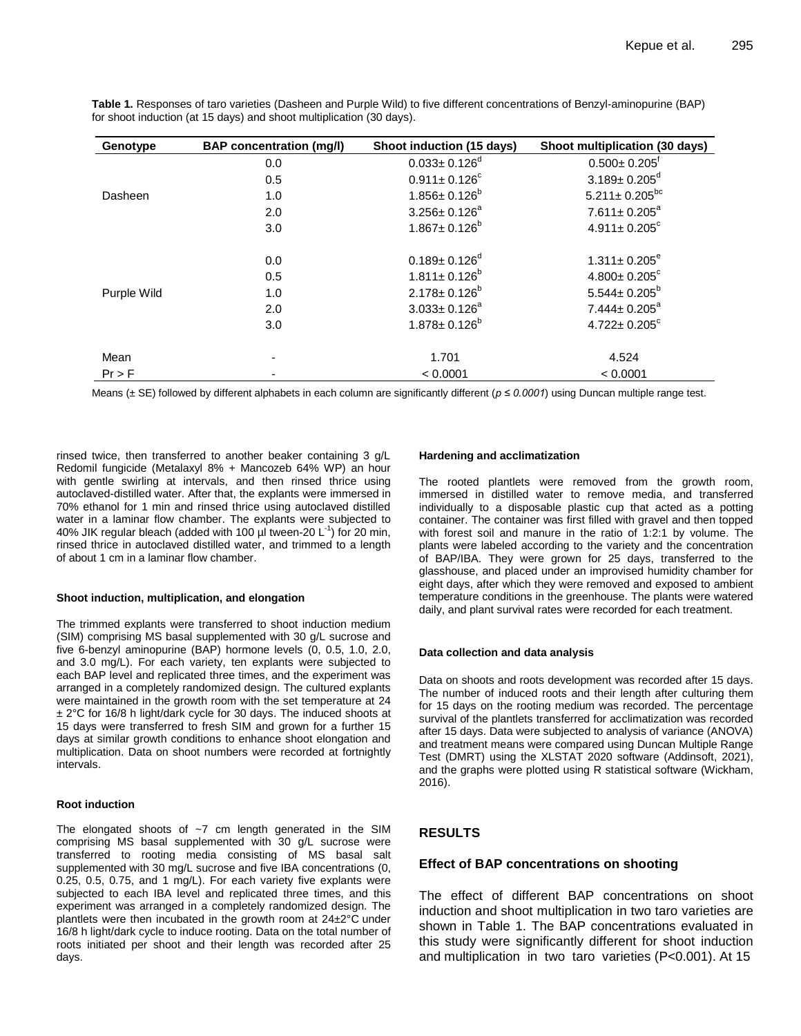**Table 1.** Responses of taro varieties (Dasheen and Purple Wild) to five different concentrations of Benzyl-aminopurine (BAP) for shoot induction (at 15 days) and shoot multiplication (30 days).

| Genotype | BAP concentration (mg/l) | Shoot induction (15 days) | Shoot multiplication (30 days) |
|---|---|---|---|
| Dasheen | 0.0 | $0.033 \pm 0.126^{d}$ | $0.500 \pm 0.205^{f}$ |
| | 0.5 | $0.911 \pm 0.126^{c}$ | $3.189 \pm 0.205^{d}$ |
| | 1.0 | $1.856 \pm 0.126^{b}$ | $5.211 \pm 0.205^{bc}$ |
| | 2.0 | $3.256 \pm 0.126^{a}$ | $7.611 \pm 0.205^{a}$ |
| | 3.0 | $1.867 \pm 0.126^{b}$ | $4.911 \pm 0.205^{c}$ |
| Purple Wild | 0.0 | $0.189 \pm 0.126^{d}$ | $1.311 \pm 0.205^{e}$ |
| | 0.5 | $1.811 \pm 0.126^{b}$ | $4.800 \pm 0.205^{c}$ |
| | 1.0 | $2.178 \pm 0.126^{b}$ | $5.544 \pm 0.205^{b}$ |
| | 2.0 | $3.033 \pm 0.126^{a}$ | $7.444 \pm 0.205^{a}$ |
| | 3.0 | $1.878 \pm 0.126^{b}$ | $4.722 \pm 0.205^{c}$ |
| Mean | - | 1.701 | 4.524 |
| Pr > F | - | < 0.0001 | < 0.0001 |

Means (± SE) followed by different alphabets in each column are significantly different (*$p \leq 0.0001$*) using Duncan multiple range test.

rinsed twice, then transferred to another beaker containing 3 g/L Redomil fungicide (Metalaxyl 8% + Mancozeb 64% WP) an hour with gentle swirling at intervals, and then rinsed thrice using autoclaved-distilled water. After that, the explants were immersed in 70% ethanol for 1 min and rinsed thrice using autoclaved distilled water in a laminar flow chamber. The explants were subjected to 40% JIK regular bleach (added with 100 µl tween-20 $L^{-1}$) for 20 min, rinsed thrice in autoclaved distilled water, and trimmed to a length of about 1 cm in a laminar flow chamber.

#### Shoot induction, multiplication, and elongation

The trimmed explants were transferred to shoot induction medium (SIM) comprising MS basal supplemented with 30 g/L sucrose and five 6-benzyl aminopurine (BAP) hormone levels (0, 0.5, 1.0, 2.0, and 3.0 mg/L). For each variety, ten explants were subjected to each BAP level and replicated three times, and the experiment was arranged in a completely randomized design. The cultured explants were maintained in the growth room with the set temperature at 24 ± 2°C for 16/8 h light/dark cycle for 30 days. The induced shoots at 15 days were transferred to fresh SIM and grown for a further 15 days at similar growth conditions to enhance shoot elongation and multiplication. Data on shoot numbers were recorded at fortnightly intervals.

#### Root induction

The elongated shoots of ~7 cm length generated in the SIM comprising MS basal supplemented with 30 g/L sucrose were transferred to rooting media consisting of MS basal salt supplemented with 30 mg/L sucrose and five IBA concentrations (0, 0.25, 0.5, 0.75, and 1 mg/L). For each variety five explants were subjected to each IBA level and replicated three times, and this experiment was arranged in a completely randomized design. The plantlets were then incubated in the growth room at 24±2°C under 16/8 h light/dark cycle to induce rooting. Data on the total number of roots initiated per shoot and their length was recorded after 25 days.

#### Hardening and acclimatization

The rooted plantlets were removed from the growth room, immersed in distilled water to remove media, and transferred individually to a disposable plastic cup that acted as a potting container. The container was first filled with gravel and then topped with forest soil and manure in the ratio of 1:2:1 by volume. The plants were labeled according to the variety and the concentration of BAP/IBA. They were grown for 25 days, transferred to the glasshouse, and placed under an improvised humidity chamber for eight days, after which they were removed and exposed to ambient temperature conditions in the greenhouse. The plants were watered daily, and plant survival rates were recorded for each treatment.

#### Data collection and data analysis

Data on shoots and roots development was recorded after 15 days. The number of induced roots and their length after culturing them for 15 days on the rooting medium was recorded. The percentage survival of the plantlets transferred for acclimatization was recorded after 15 days. Data were subjected to analysis of variance (ANOVA) and treatment means were compared using Duncan Multiple Range Test (DMRT) using the XLSTAT 2020 software (Addinsoft, 2021), and the graphs were plotted using R statistical software (Wickham, 2016).

## RESULTS

### Effect of BAP concentrations on shooting

The effect of different BAP concentrations on shoot induction and shoot multiplication in two taro varieties are shown in Table 1. The BAP concentrations evaluated in this study were significantly different for shoot induction and multiplication in two taro varieties ($P<0.001$). At 15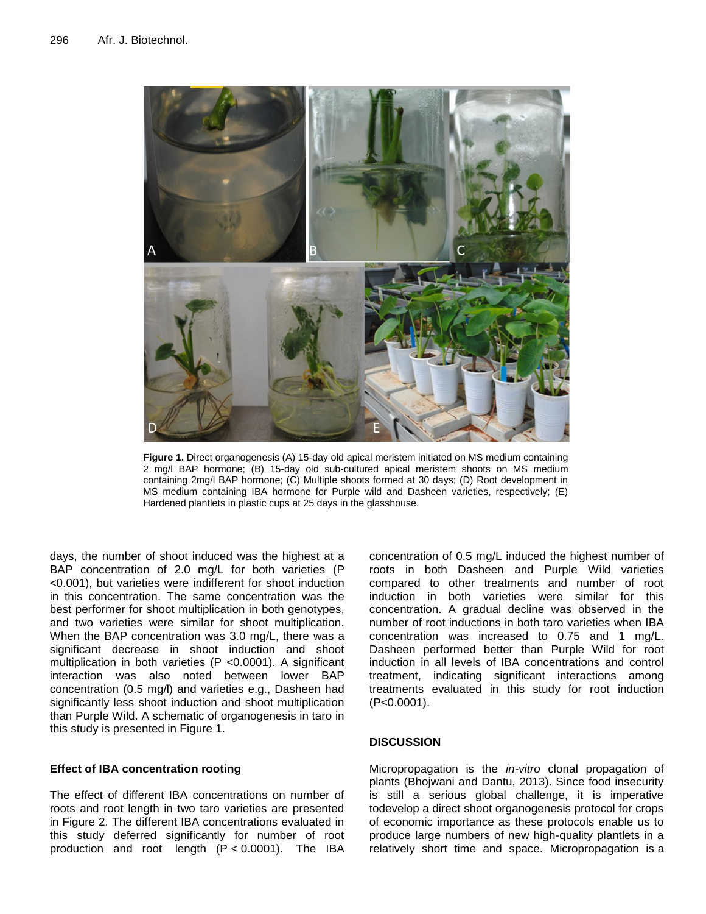**Figure 1.** Direct organogenesis (A) 15-day old apical meristem initiated on MS medium containing 2 mg/l BAP hormone; (B) 15-day old sub-cultured apical meristem shoots on MS medium containing 2mg/l BAP hormone; (C) Multiple shoots formed at 30 days; (D) Root development in MS medium containing IBA hormone for Purple wild and Dasheen varieties, respectively; (E) Hardened plantlets in plastic cups at 25 days in the glasshouse.

days, the number of shoot induced was the highest at a BAP concentration of 2.0 mg/L for both varieties ($P < 0.001$), but varieties were indifferent for shoot induction in this concentration. The same concentration was the best performer for shoot multiplication in both genotypes, and two varieties were similar for shoot multiplication. When the BAP concentration was 3.0 mg/L, there was a significant decrease in shoot induction and shoot multiplication in both varieties ($P < 0.0001$). A significant interaction was also noted between lower BAP concentration (0.5 mg/l) and varieties e.g., Dasheen had significantly less shoot induction and shoot multiplication than Purple Wild. A schematic of organogenesis in taro in this study is presented in Figure 1.

### Effect of IBA concentration rooting

The effect of different IBA concentrations on number of roots and root length in two taro varieties are presented in Figure 2. The different IBA concentrations evaluated in this study deferred significantly for number of root production and root length ($P < 0.0001$). The IBA concentration of 0.5 mg/L induced the highest number of roots in both Dasheen and Purple Wild varieties compared to other treatments and number of root induction in both varieties were similar for this concentration. A gradual decline was observed in the number of root inductions in both taro varieties when IBA concentration was increased to 0.75 and 1 mg/L. Dasheen performed better than Purple Wild for root induction in all levels of IBA concentrations and control treatment, indicating significant interactions among treatments evaluated in this study for root induction ($P < 0.0001$).

## DISCUSSION

Micropropagation is the *in-vitro* clonal propagation of plants (Bhojwani and Dantu, 2013). Since food insecurity is still a serious global challenge, it is imperative todevelop a direct shoot organogenesis protocol for crops of economic importance as these protocols enable us to produce large numbers of new high-quality plantlets in a relatively short time and space. Micropropagation is a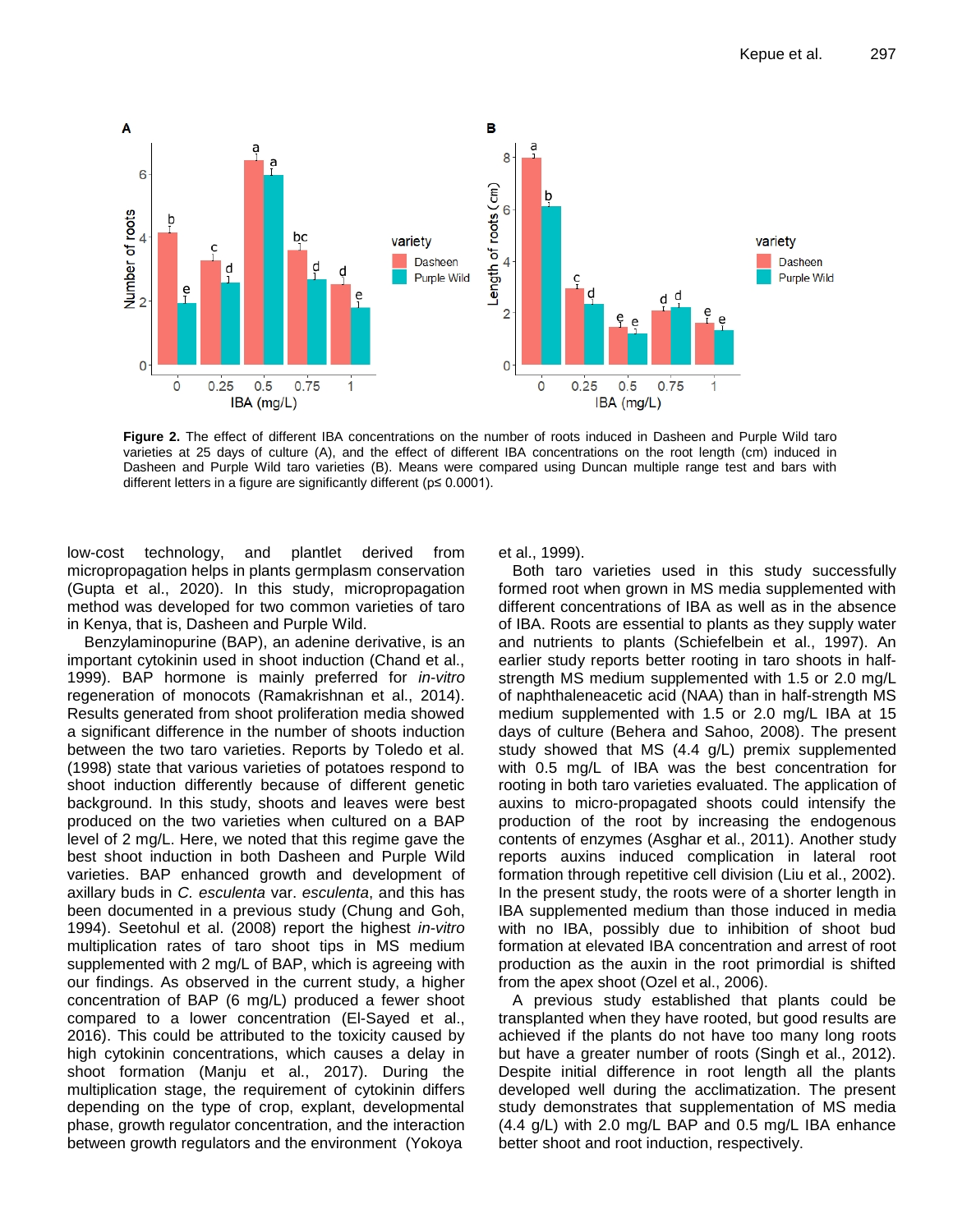**Figure 2.** The effect of different IBA concentrations on the number of roots induced in Dasheen and Purple Wild taro varieties at 25 days of culture (A), and the effect of different IBA concentrations on the root length (cm) induced in Dasheen and Purple Wild taro varieties (B). Means were compared using Duncan multiple range test and bars with different letters in a figure are significantly different (p≤ 0.0001).

low-cost technology, and plantlet derived from micropropagation helps in plants germplasm conservation (Gupta et al., 2020). In this study, micropropagation method was developed for two common varieties of taro in Kenya, that is, Dasheen and Purple Wild.

Benzylaminopurine (BAP), an adenine derivative, is an important cytokinin used in shoot induction (Chand et al., 1999). BAP hormone is mainly preferred for *in-vitro* regeneration of monocots (Ramakrishnan et al., 2014). Results generated from shoot proliferation media showed a significant difference in the number of shoots induction between the two taro varieties. Reports by Toledo et al. (1998) state that various varieties of potatoes respond to shoot induction differently because of different genetic background. In this study, shoots and leaves were best produced on the two varieties when cultured on a BAP level of 2 mg/L. Here, we noted that this regime gave the best shoot induction in both Dasheen and Purple Wild varieties. BAP enhanced growth and development of axillary buds in *C. esculenta* var. *esculenta*, and this has been documented in a previous study (Chung and Goh, 1994). Seetohul et al. (2008) report the highest *in-vitro* multiplication rates of taro shoot tips in MS medium supplemented with 2 mg/L of BAP, which is agreeing with our findings. As observed in the current study, a higher concentration of BAP (6 mg/L) produced a fewer shoot compared to a lower concentration (El-Sayed et al., 2016). This could be attributed to the toxicity caused by high cytokinin concentrations, which causes a delay in shoot formation (Manju et al., 2017). During the multiplication stage, the requirement of cytokinin differs depending on the type of crop, explant, developmental phase, growth regulator concentration, and the interaction between growth regulators and the environment (Yokoya et al., 1999).

Both taro varieties used in this study successfully formed root when grown in MS media supplemented with different concentrations of IBA as well as in the absence of IBA. Roots are essential to plants as they supply water and nutrients to plants (Schiefelbein et al., 1997). An earlier study reports better rooting in taro shoots in half-strength MS medium supplemented with 1.5 or 2.0 mg/L of naphthaleneacetic acid (NAA) than in half-strength MS medium supplemented with 1.5 or 2.0 mg/L IBA at 15 days of culture (Behera and Sahoo, 2008). The present study showed that MS (4.4 g/L) premix supplemented with 0.5 mg/L of IBA was the best concentration for rooting in both taro varieties evaluated. The application of auxins to micro-propagated shoots could intensify the production of the root by increasing the endogenous contents of enzymes (Asghar et al., 2011). Another study reports auxins induced complication in lateral root formation through repetitive cell division (Liu et al., 2002). In the present study, the roots were of a shorter length in IBA supplemented medium than those induced in media with no IBA, possibly due to inhibition of shoot bud formation at elevated IBA concentration and arrest of root production as the auxin in the root primordial is shifted from the apex shoot (Ozel et al., 2006).

A previous study established that plants could be transplanted when they have rooted, but good results are achieved if the plants do not have too many long roots but have a greater number of roots (Singh et al., 2012). Despite initial difference in root length all the plants developed well during the acclimatization. The present study demonstrates that supplementation of MS media (4.4 g/L) with 2.0 mg/L BAP and 0.5 mg/L IBA enhance better shoot and root induction, respectively.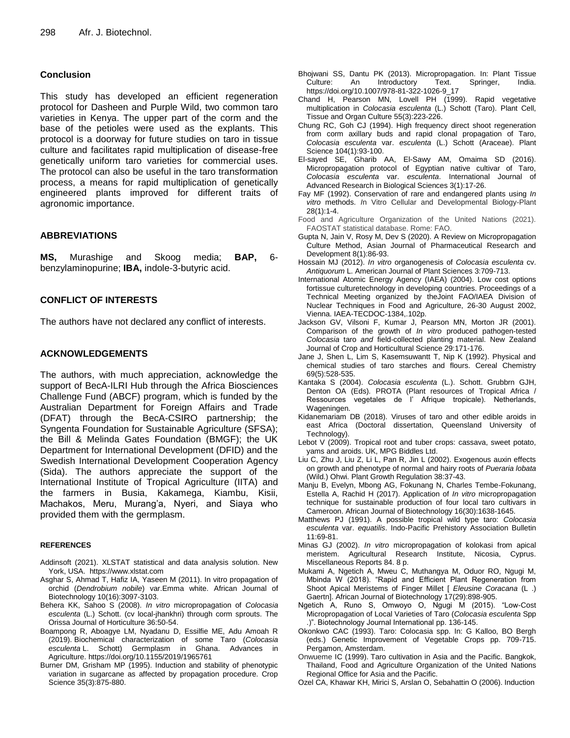## Conclusion

This study has developed an efficient regeneration protocol for Dasheen and Purple Wild, two common taro varieties in Kenya. The upper part of the corm and the base of the petioles were used as the explants. This protocol is a doorway for future studies on taro in tissue culture and facilitates rapid multiplication of disease-free genetically uniform taro varieties for commercial uses. The protocol can also be useful in the taro transformation process, a means for rapid multiplication of genetically engineered plants improved for different traits of agronomic importance.

## ABBREVIATIONS

**MS,** Murashige and Skoog media; **BAP,** 6-benzylaminopurine; **IBA,** indole-3-butyric acid.

## CONFLICT OF INTERESTS

The authors have not declared any conflict of interests.

## ACKNOWLEDGEMENTS

The authors, with much appreciation, acknowledge the support of BecA-ILRI Hub through the Africa Biosciences Challenge Fund (ABCF) program, which is funded by the Australian Department for Foreign Affairs and Trade (DFAT) through the BecA-CSIRO partnership; the Syngenta Foundation for Sustainable Agriculture (SFSA); the Bill & Melinda Gates Foundation (BMGF); the UK Department for International Development (DFID) and the Swedish International Development Cooperation Agency (Sida). The authors appreciate the support of the International Institute of Tropical Agriculture (IITA) and the farmers in Busia, Kakamega, Kiambu, Kisii, Machakos, Meru, Murang'a, Nyeri, and Siaya who provided them with the germplasm.

## REFERENCES

Addinsoft (2021). XLSTAT statistical and data analysis solution. New York, USA. https://www.xlstat.com

Asghar S, Ahmad T, Hafiz IA, Yaseen M (2011). In vitro propagation of orchid (*Dendrobium nobile*) var.Emma white. African Journal of Biotechnology 10(16):3097-3103.

Behera KK, Sahoo S (2008). *In vitro* micropropagation of *Colocasia esculenta* (L.) Schott. (cv local-jhankhri) through corm sprouts. The Orissa Journal of Horticulture 36:50-54.

Boampong R, Aboagye LM, Nyadanu D, Essilfie ME, Adu Amoah R (2019). Biochemical characterization of some Taro (*Colocasia esculenta* L. Schott) Germplasm in Ghana. Advances in Agriculture. https://doi.org/10.1155/2019/1965761

Burner DM, Grisham MP (1995). Induction and stability of phenotypic variation in sugarcane as affected by propagation procedure. Crop Science 35(3):875-880.

Bhojwani SS, Dantu PK (2013). Micropropagation. In: Plant Tissue Culture: An Introductory Text. Springer, India. https://doi.org/10.1007/978-81-322-1026-9_17

Chand H, Pearson MN, Lovell PH (1999). Rapid vegetative multiplication in *Colocasia esculenta* (L.) Schott (Taro). Plant Cell, Tissue and Organ Culture 55(3):223-226.

Chung RC, Goh CJ (1994). High frequency direct shoot regeneration from corm axillary buds and rapid clonal propagation of Taro, *Colocasia esculenta* var. *esculenta* (L.) Schott (Araceae). Plant Science 104(1):93-100.

El-sayed SE, Gharib AA, El-Sawy AM, Omaima SD (2016). Micropropagation protocol of Egyptian native cultivar of Taro, *Colocasia esculenta* var. *esculenta*. International Journal of Advanced Research in Biological Sciences 3(1):17-26.

Fay MF (1992). Conservation of rare and endangered plants using *In vitro* methods. *I*n Vitro Cellular and Developmental Biology-Plant 28(1):1-4.

Food and Agriculture Organization of the United Nations (2021). FAOSTAT statistical database. Rome: FAO.

Gupta N, Jain V, Rosy M, Dev S (2020). A Review on Micropropagation Culture Method, Asian Journal of Pharmaceutical Research and Development 8(1):86-93.

Hossain MJ (2012). *In vitro* organogenesis of *Colocasia esculenta* cv. *Antiquorum* L. American Journal of Plant Sciences 3:709-713.

International Atomic Energy Agency (IAEA) (2004). Low cost options fortissue culturetechnology in developing countries. Proceedings of a Technical Meeting organized by theJoint FAO/IAEA Division of Nuclear Techniques in Food and Agriculture, 26-30 August 2002, Vienna. IAEA-TECDOC-1384,.102p.

Jackson GV, Vilsoni F, Kumar J, Pearson MN, Morton JR (2001). Comparison of the growth of *In vitro* produced pathogen-tested *Colocasia* taro *and* field-collected planting material. New Zealand Journal of Crop and Horticultural Science 29:171-176.

Jane J, Shen L, Lim S, Kasemsuwantt T, Nip K (1992). Physical and chemical studies of taro starches and flours. Cereal Chemistry 69(5):528-535.

Kantaka S (2004). *Colocasia esculenta* (L.). Schott. Grubbrn GJH, Denton OA (Eds). PROTA (Plant resources of Tropical Africa / Ressources vegetales de l' Afrique tropicale). Netherlands, Wageningen.

Kidanemariam DB (2018). Viruses of taro and other edible aroids in east Africa (Doctoral dissertation, Queensland University of Technology).

Lebot V (2009). Tropical root and tuber crops: cassava, sweet potato, yams and aroids. UK, MPG Biddles Ltd.

Liu C, Zhu J, Liu Z, Li L, Pan R, Jin L (2002). Exogenous auxin effects on growth and phenotype of normal and hairy roots of *Pueraria lobata* (Wild.) Ohwi. Plant Growth Regulation 38:37-43.

Manju B, Evelyn, Mbong AG, Fokunang N, Charles Tembe-Fokunang, Estella A, Rachid H (2017). Application of *In vitro* micropropagation technique for sustainable production of four local taro cultivars in Cameroon. African Journal of Biotechnology 16(30):1638-1645.

Matthews PJ (1991). A possible tropical wild type taro: *Colocasia esculenta* var. *equatilis*. Indo-Pacific Prehistory Association Bulletin 11:69-81.

Minas GJ (2002). *In vitro* micropropagation of kolokasi from apical meristem. Agricultural Research Institute, Nicosia, Cyprus. Miscellaneous Reports 84. 8 p.

Mukami A, Ngetich A, Mweu C, Muthangya M, Oduor RO, Ngugi M, Mbinda W (2018). "Rapid and Efficient Plant Regeneration from Shoot Apical Meristems of Finger Millet [ *Eleusine Coracana* (L .) Gaertn]. African Journal of Biotechnology 17(29):898-905.

Ngetich A, Runo S, Omwoyo O, Ngugi M (2015). "Low-Cost Micropropagation of Local Varieties of Taro (*Colocasia esculenta* Spp .)". Biotechnology Journal International pp. 136-145.

Okonkwo CAC (1993). Taro: Colocasia spp. In: G Kalloo, BO Bergh (eds.) Genetic Improvement of Vegetable Crops pp. 709-715. Pergamon, Amsterdam.

Onwueme IC (1999). Taro cultivation in Asia and the Pacific. Bangkok, Thailand, Food and Agriculture Organization of the United Nations Regional Office for Asia and the Pacific.

Ozel CA, Khawar KH, Mirici S, Arslan O, Sebahattin O (2006). Induction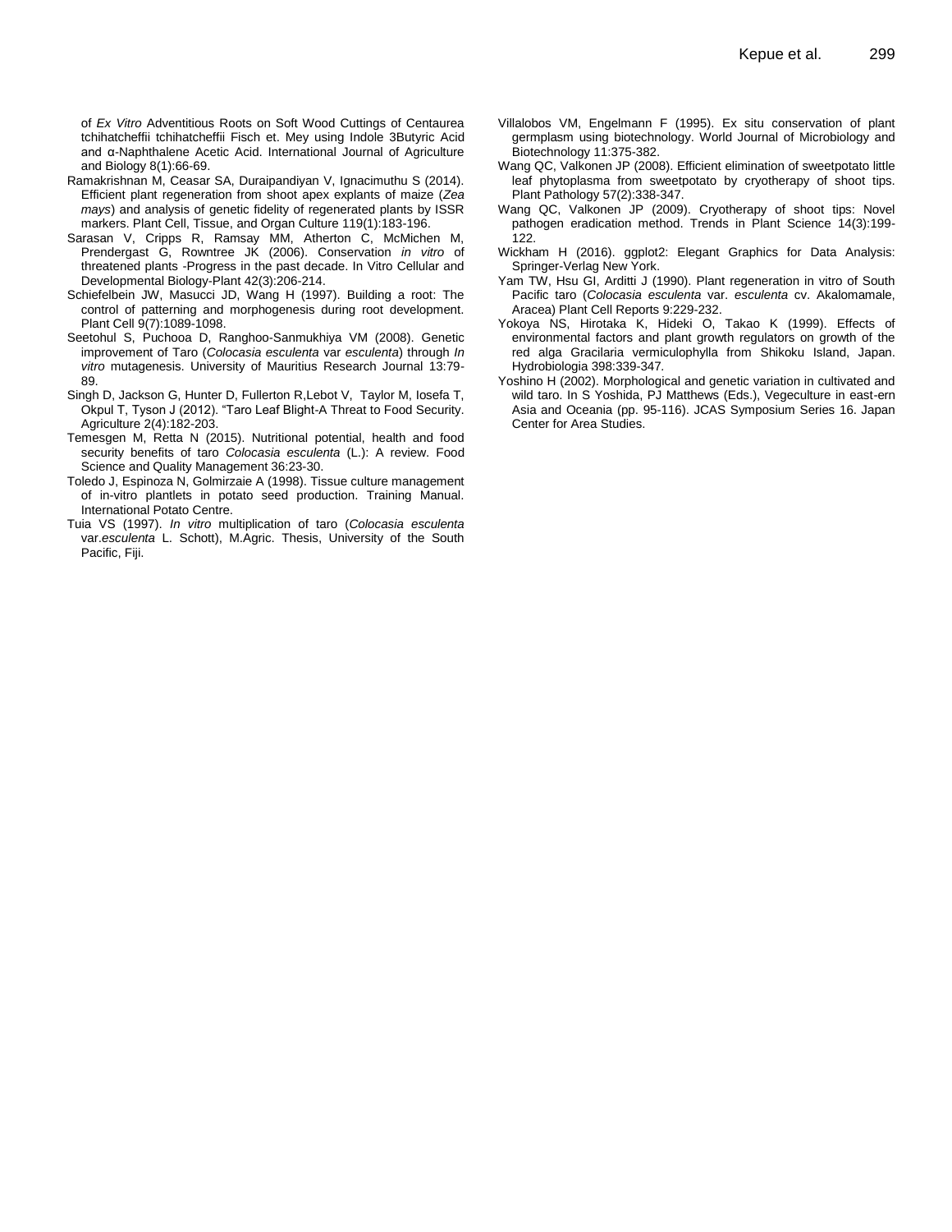of *Ex Vitro* Adventitious Roots on Soft Wood Cuttings of Centaurea tchihatcheffii tchihatcheffii Fisch et. Mey using Indole 3Butyric Acid and α-Naphthalene Acetic Acid. International Journal of Agriculture and Biology 8(1):66-69.

Ramakrishnan M, Ceasar SA, Duraipandiyan V, Ignacimuthu S (2014). Efficient plant regeneration from shoot apex explants of maize (*Zea mays*) and analysis of genetic fidelity of regenerated plants by ISSR markers. Plant Cell, Tissue, and Organ Culture 119(1):183-196.

Sarasan V, Cripps R, Ramsay MM, Atherton C, McMichen M, Prendergast G, Rowntree JK (2006). Conservation *in vitro* of threatened plants -Progress in the past decade. In Vitro Cellular and Developmental Biology-Plant 42(3):206-214.

Schiefelbein JW, Masucci JD, Wang H (1997). Building a root: The control of patterning and morphogenesis during root development. Plant Cell 9(7):1089-1098.

Seetohul S, Puchooa D, Ranghoo-Sanmukhiya VM (2008). Genetic improvement of Taro (*Colocasia esculenta* var *esculenta*) through *In vitro* mutagenesis. University of Mauritius Research Journal 13:79-89.

Singh D, Jackson G, Hunter D, Fullerton R,Lebot V, Taylor M, Iosefa T, Okpul T, Tyson J (2012). "Taro Leaf Blight-A Threat to Food Security. Agriculture 2(4):182-203.

Temesgen M, Retta N (2015). Nutritional potential, health and food security benefits of taro *Colocasia esculenta* (L.): A review. Food Science and Quality Management 36:23-30.

Toledo J, Espinoza N, Golmirzaie A (1998). Tissue culture management of in-vitro plantlets in potato seed production. Training Manual. International Potato Centre.

Tuia VS (1997). *In vitro* multiplication of taro (*Colocasia esculenta* var.*esculenta* L. Schott), M.Agric. Thesis, University of the South Pacific, Fiji.

Villalobos VM, Engelmann F (1995). Ex situ conservation of plant germplasm using biotechnology. World Journal of Microbiology and Biotechnology 11:375-382.

Wang QC, Valkonen JP (2008). Efficient elimination of sweetpotato little leaf phytoplasma from sweetpotato by cryotherapy of shoot tips. Plant Pathology 57(2):338-347.

Wang QC, Valkonen JP (2009). Cryotherapy of shoot tips: Novel pathogen eradication method. Trends in Plant Science 14(3):199-122.

Wickham H (2016). ggplot2: Elegant Graphics for Data Analysis: Springer-Verlag New York.

Yam TW, Hsu GI, Arditti J (1990). Plant regeneration in vitro of South Pacific taro (*Colocasia esculenta* var. *esculenta* cv. Akalomamale, Aracea) Plant Cell Reports 9:229-232.

Yokoya NS, Hirotaka K, Hideki O, Takao K (1999). Effects of environmental factors and plant growth regulators on growth of the red alga Gracilaria vermiculophylla from Shikoku Island, Japan. Hydrobiologia 398:339-347.

Yoshino H (2002). Morphological and genetic variation in cultivated and wild taro. In S Yoshida, PJ Matthews (Eds.), Vegeculture in east-ern Asia and Oceania (pp. 95-116). JCAS Symposium Series 16. Japan Center for Area Studies.